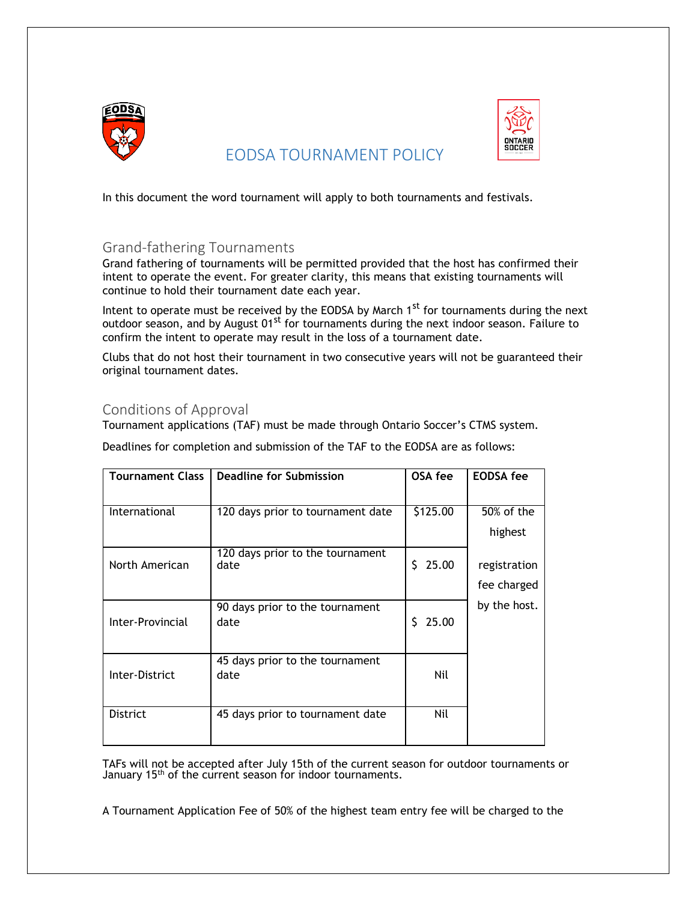# EODSA TOURNAMENT POLICY

In this document the word tournament will apply to both tournaments and festivals.

## Grand-fathering Tournaments

Grand fathering of tournaments will be permitted provided that the host has confirmed their intent to operate the event. For greater clarity, this means that existing tournaments will continue to hold their tournament date each year.

Intent to operate must be received by the EODSA by March 1st for tournaments during the next outdoor season, and by August 01st for tournaments during the next indoor season. Failure to confirm the intent to operate may result in the loss of a tournament date.

Clubs that do not host their tournament in two consecutive years will not be guaranteed their original tournament dates.

## Conditions of Approval

Tournament applications (TAF) must be made through Ontario Soccer's CTMS system.

Deadlines for completion and submission of the TAF to the EODSA are as follows:

| Tournament Class | Deadline for Submission | OSA fee | EODSA fee |
|---|---|---|---|
| International | 120 days prior to tournament date | $125.00 | 50% of the highest registration fee charged by the host. |
| North American | 120 days prior to the tournament date | $ 25.00 | |
| Inter-Provincial | 90 days prior to the tournament date | $ 25.00 | |
| Inter-District | 45 days prior to the tournament date | Nil | |
| District | 45 days prior to tournament date | Nil | |

TAFs will not be accepted after July 15th of the current season for outdoor tournaments or January 15th of the current season for indoor tournaments.

A Tournament Application Fee of 50% of the highest team entry fee will be charged to the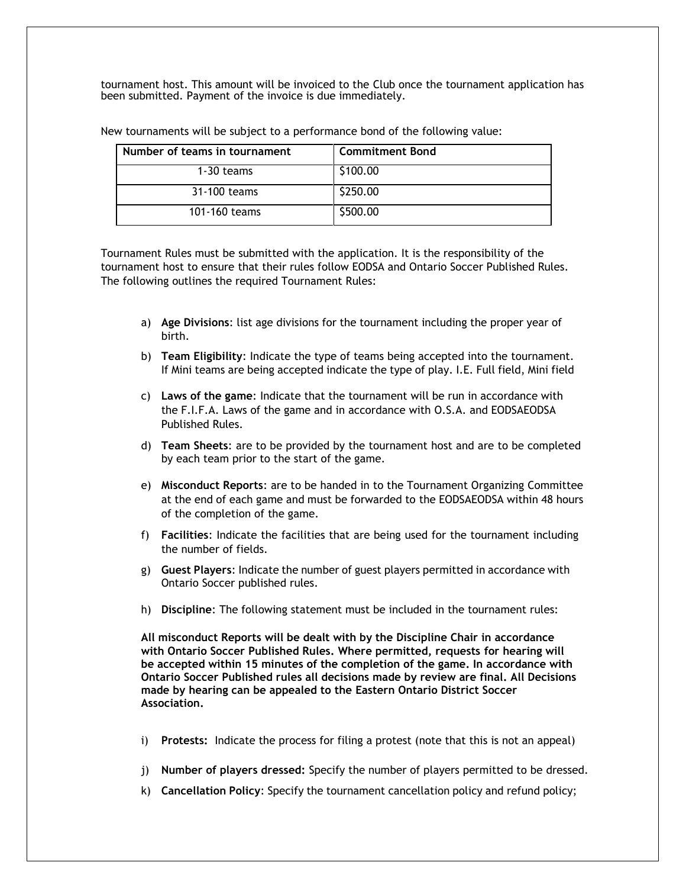tournament host. This amount will be invoiced to the Club once the tournament application has been submitted. Payment of the invoice is due immediately.

New tournaments will be subject to a performance bond of the following value:

| Number of teams in tournament | Commitment Bond |
|---|---|
| 1-30 teams | $100.00 |
| 31-100 teams | $250.00 |
| 101-160 teams | $500.00 |

Tournament Rules must be submitted with the application. It is the responsibility of the tournament host to ensure that their rules follow EODSA and Ontario Soccer Published Rules. The following outlines the required Tournament Rules:

a) **Age Divisions**: list age divisions for the tournament including the proper year of birth.

b) **Team Eligibility**: Indicate the type of teams being accepted into the tournament. If Mini teams are being accepted indicate the type of play. I.E. Full field, Mini field

c) **Laws of the game**: Indicate that the tournament will be run in accordance with the F.I.F.A. Laws of the game and in accordance with O.S.A. and EODSAEODSA Published Rules.

d) **Team Sheets**: are to be provided by the tournament host and are to be completed by each team prior to the start of the game.

e) **Misconduct Reports**: are to be handed in to the Tournament Organizing Committee at the end of each game and must be forwarded to the EODSAEODSA within 48 hours of the completion of the game.

f) **Facilities**: Indicate the facilities that are being used for the tournament including the number of fields.

g) **Guest Players**: Indicate the number of guest players permitted in accordance with Ontario Soccer published rules.

h) **Discipline**: The following statement must be included in the tournament rules:

**All misconduct Reports will be dealt with by the Discipline Chair in accordance with Ontario Soccer Published Rules. Where permitted, requests for hearing will be accepted within 15 minutes of the completion of the game. In accordance with Ontario Soccer Published rules all decisions made by review are final. All Decisions made by hearing can be appealed to the Eastern Ontario District Soccer Association.**

i) **Protests:** Indicate the process for filing a protest (note that this is not an appeal)

j) **Number of players dressed:** Specify the number of players permitted to be dressed.

k) **Cancellation Policy**: Specify the tournament cancellation policy and refund policy;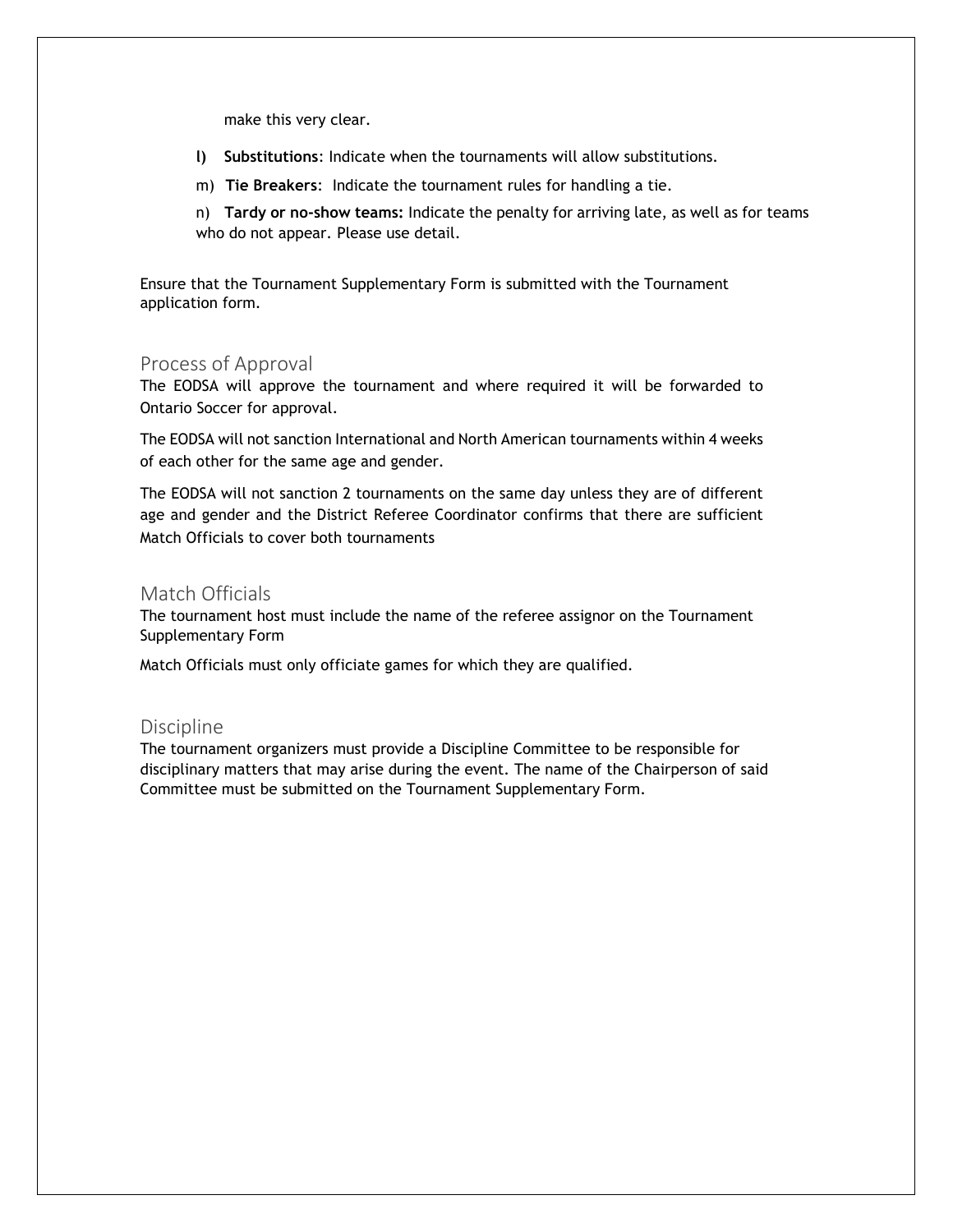make this very clear.

l) **Substitutions**: Indicate when the tournaments will allow substitutions.

m) **Tie Breakers**: Indicate the tournament rules for handling a tie.

n) **Tardy or no-show teams:** Indicate the penalty for arriving late, as well as for teams who do not appear. Please use detail.

Ensure that the Tournament Supplementary Form is submitted with the Tournament application form.

## Process of Approval

The EODSA will approve the tournament and where required it will be forwarded to Ontario Soccer for approval.

The EODSA will not sanction International and North American tournaments within 4 weeks of each other for the same age and gender.

The EODSA will not sanction 2 tournaments on the same day unless they are of different age and gender and the District Referee Coordinator confirms that there are sufficient Match Officials to cover both tournaments

## Match Officials

The tournament host must include the name of the referee assignor on the Tournament Supplementary Form

Match Officials must only officiate games for which they are qualified.

## Discipline

The tournament organizers must provide a Discipline Committee to be responsible for disciplinary matters that may arise during the event. The name of the Chairperson of said Committee must be submitted on the Tournament Supplementary Form.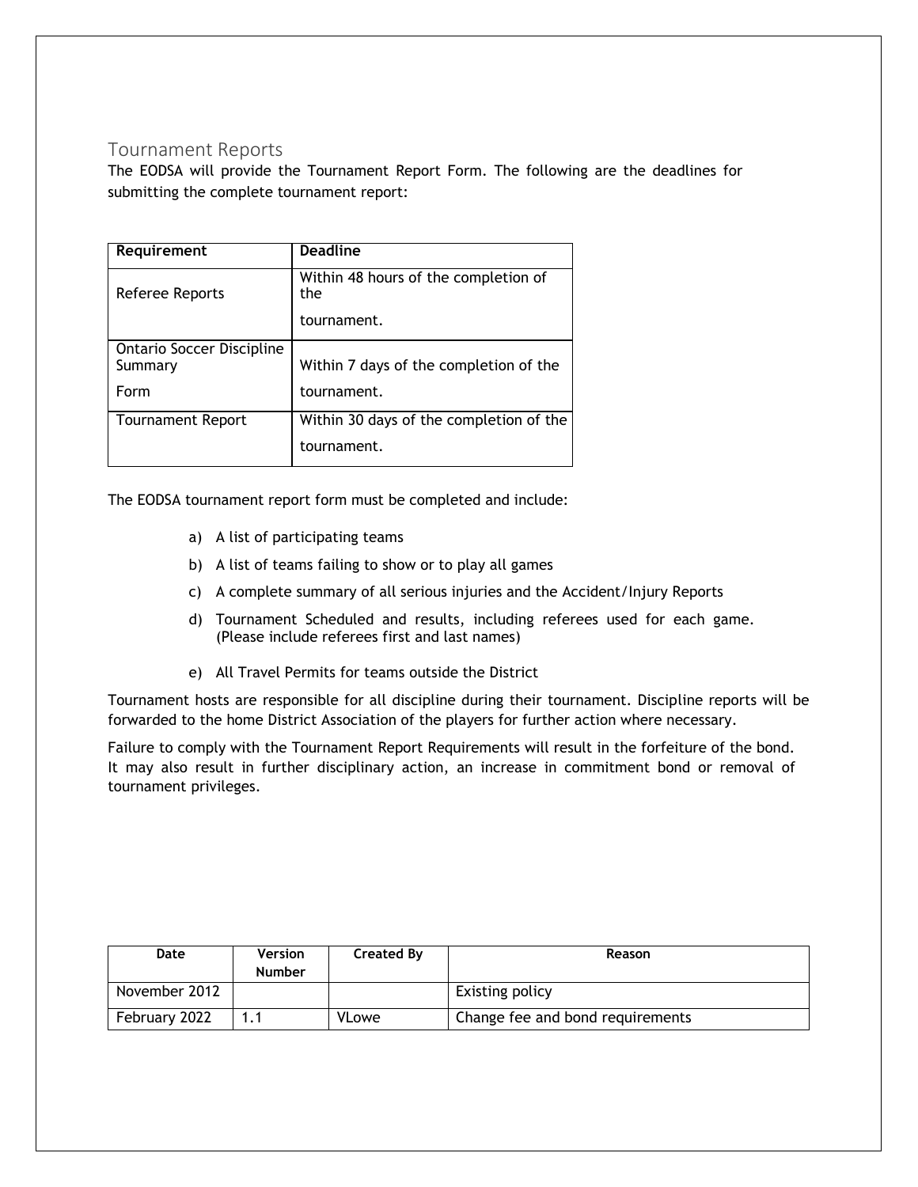## Tournament Reports

The EODSA will provide the Tournament Report Form. The following are the deadlines for submitting the complete tournament report:

| Requirement | Deadline |
|---|---|
| Referee Reports | Within 48 hours of the completion of the tournament. |
| Ontario Soccer Discipline Summary Form | Within 7 days of the completion of the tournament. |
| Tournament Report | Within 30 days of the completion of the tournament. |

The EODSA tournament report form must be completed and include:

a) A list of participating teams

b) A list of teams failing to show or to play all games

c) A complete summary of all serious injuries and the Accident/Injury Reports

d) Tournament Scheduled and results, including referees used for each game. (Please include referees first and last names)

e) All Travel Permits for teams outside the District

Tournament hosts are responsible for all discipline during their tournament. Discipline reports will be forwarded to the home District Association of the players for further action where necessary.

Failure to comply with the Tournament Report Requirements will result in the forfeiture of the bond. It may also result in further disciplinary action, an increase in commitment bond or removal of tournament privileges.

| Date | Version Number | Created By | Reason |
|---|---|---|---|
| November 2012 | | | Existing policy |
| February 2022 | 1.1 | VLowe | Change fee and bond requirements |